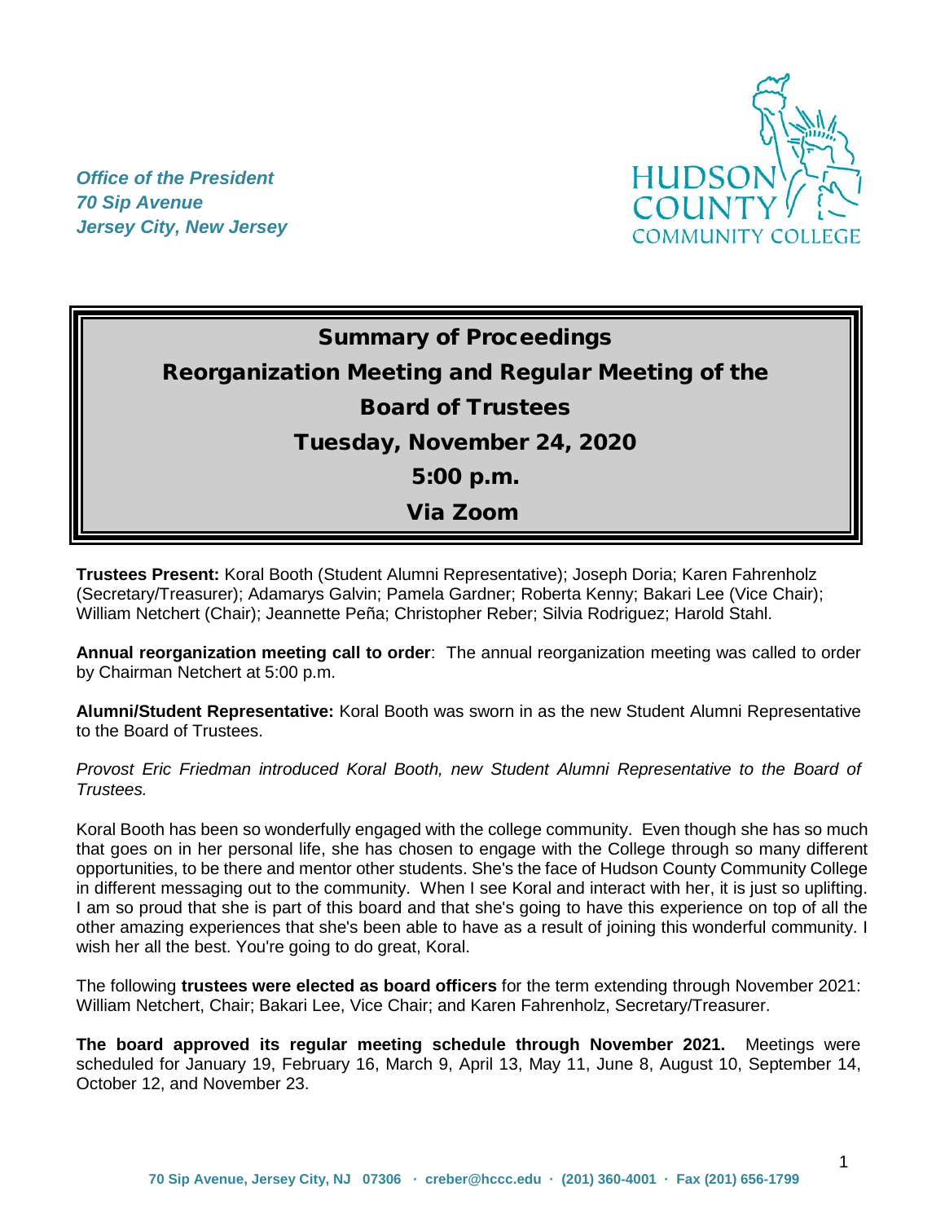*Office of the President*
*70 Sip Avenue*
*Jersey City, New Jersey*

HUDSON COUNTY COMMUNITY COLLEGE

# Summary of Proceedings
# Reorganization Meeting and Regular Meeting of the Board of Trustees
## Tuesday, November 24, 2020
## 5:00 p.m.
## Via Zoom

**Trustees Present:** Koral Booth (Student Alumni Representative); Joseph Doria; Karen Fahrenholz (Secretary/Treasurer); Adamarys Galvin; Pamela Gardner; Roberta Kenny; Bakari Lee (Vice Chair); William Netchert (Chair); Jeannette Peña; Christopher Reber; Silvia Rodriguez; Harold Stahl.

**Annual reorganization meeting call to order**: The annual reorganization meeting was called to order by Chairman Netchert at 5:00 p.m.

**Alumni/Student Representative:** Koral Booth was sworn in as the new Student Alumni Representative to the Board of Trustees.

*Provost Eric Friedman introduced Koral Booth, new Student Alumni Representative to the Board of Trustees.*

Koral Booth has been so wonderfully engaged with the college community. Even though she has so much that goes on in her personal life, she has chosen to engage with the College through so many different opportunities, to be there and mentor other students. She's the face of Hudson County Community College in different messaging out to the community. When I see Koral and interact with her, it is just so uplifting. I am so proud that she is part of this board and that she's going to have this experience on top of all the other amazing experiences that she's been able to have as a result of joining this wonderful community. I wish her all the best. You're going to do great, Koral.

The following **trustees were elected as board officers** for the term extending through November 2021: William Netchert, Chair; Bakari Lee, Vice Chair; and Karen Fahrenholz, Secretary/Treasurer.

**The board approved its regular meeting schedule through November 2021.** Meetings were scheduled for January 19, February 16, March 9, April 13, May 11, June 8, August 10, September 14, October 12, and November 23.

70 Sip Avenue, Jersey City, NJ 07306 · creber@hccc.edu · (201) 360-4001 · Fax (201) 656-1799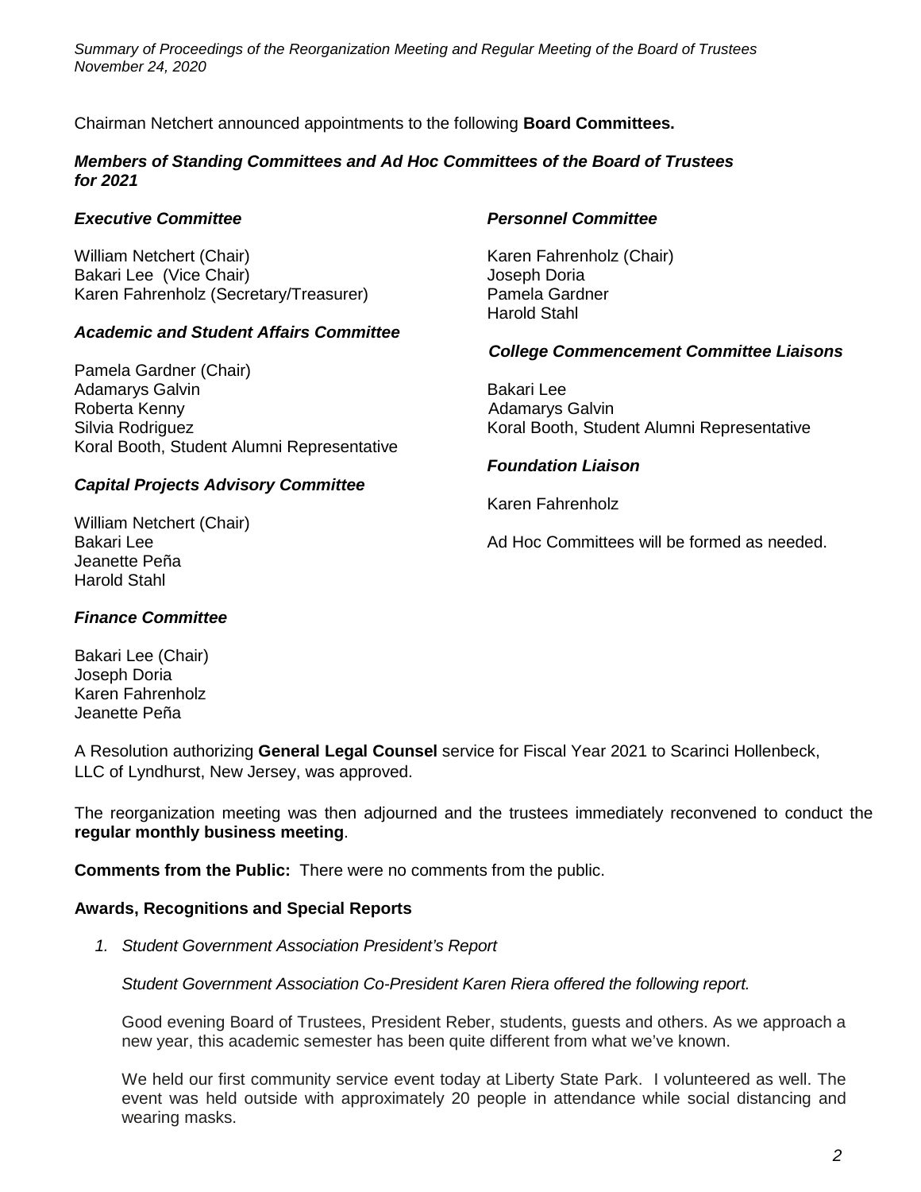Chairman Netchert announced appointments to the following **Board Committees.**

***Members of Standing Committees and Ad Hoc Committees of the Board of Trustees for 2021***

***Executive Committee***

William Netchert (Chair)
Bakari Lee (Vice Chair)
Karen Fahrenholz (Secretary/Treasurer)

***Academic and Student Affairs Committee***

Pamela Gardner (Chair)
Adamarys Galvin
Roberta Kenny
Silvia Rodriguez
Koral Booth, Student Alumni Representative

***Capital Projects Advisory Committee***

William Netchert (Chair)
Bakari Lee
Jeanette Peña
Harold Stahl

***Finance Committee***

Bakari Lee (Chair)
Joseph Doria
Karen Fahrenholz
Jeanette Peña

***Personnel Committee***

Karen Fahrenholz (Chair)
Joseph Doria
Pamela Gardner
Harold Stahl

***College Commencement Committee Liaisons***

Bakari Lee
Adamarys Galvin
Koral Booth, Student Alumni Representative

***Foundation Liaison***

Karen Fahrenholz

Ad Hoc Committees will be formed as needed.

A Resolution authorizing **General Legal Counsel** service for Fiscal Year 2021 to Scarinci Hollenbeck, LLC of Lyndhurst, New Jersey, was approved.

The reorganization meeting was then adjourned and the trustees immediately reconvened to conduct the **regular monthly business meeting**.

**Comments from the Public:** There were no comments from the public.

**Awards, Recognitions and Special Reports**

1. *Student Government Association President's Report*

   *Student Government Association Co-President Karen Riera offered the following report.*

   Good evening Board of Trustees, President Reber, students, guests and others. As we approach a new year, this academic semester has been quite different from what we've known.

   We held our first community service event today at Liberty State Park. I volunteered as well. The event was held outside with approximately 20 people in attendance while social distancing and wearing masks.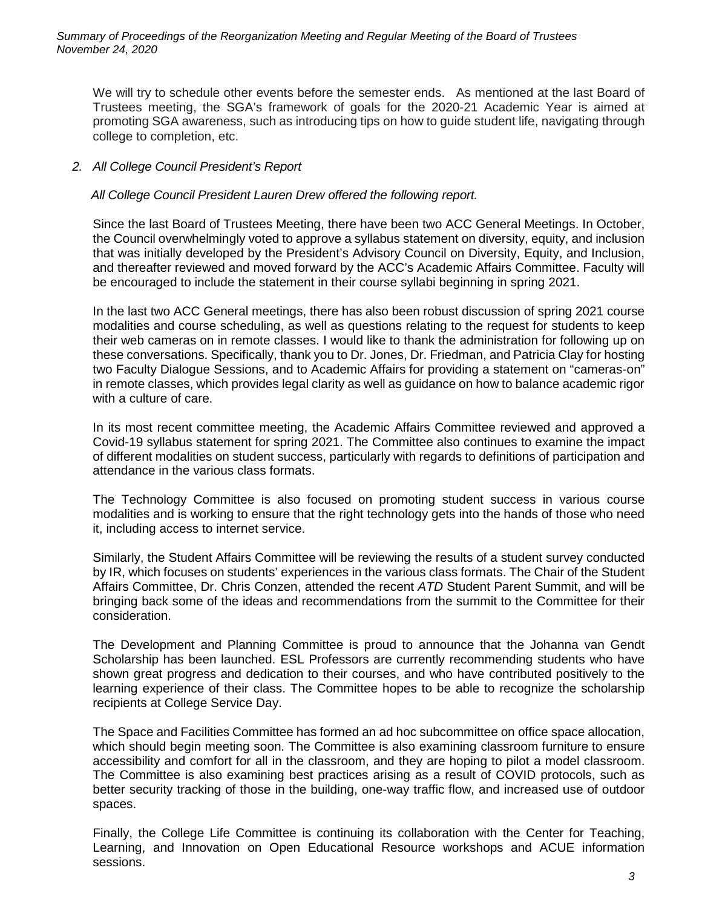We will try to schedule other events before the semester ends. As mentioned at the last Board of Trustees meeting, the SGA's framework of goals for the 2020-21 Academic Year is aimed at promoting SGA awareness, such as introducing tips on how to guide student life, navigating through college to completion, etc.

*2. All College Council President's Report*

*All College Council President Lauren Drew offered the following report.*

Since the last Board of Trustees Meeting, there have been two ACC General Meetings. In October, the Council overwhelmingly voted to approve a syllabus statement on diversity, equity, and inclusion that was initially developed by the President's Advisory Council on Diversity, Equity, and Inclusion, and thereafter reviewed and moved forward by the ACC's Academic Affairs Committee. Faculty will be encouraged to include the statement in their course syllabi beginning in spring 2021.

In the last two ACC General meetings, there has also been robust discussion of spring 2021 course modalities and course scheduling, as well as questions relating to the request for students to keep their web cameras on in remote classes. I would like to thank the administration for following up on these conversations. Specifically, thank you to Dr. Jones, Dr. Friedman, and Patricia Clay for hosting two Faculty Dialogue Sessions, and to Academic Affairs for providing a statement on "cameras-on" in remote classes, which provides legal clarity as well as guidance on how to balance academic rigor with a culture of care.

In its most recent committee meeting, the Academic Affairs Committee reviewed and approved a Covid-19 syllabus statement for spring 2021. The Committee also continues to examine the impact of different modalities on student success, particularly with regards to definitions of participation and attendance in the various class formats.

The Technology Committee is also focused on promoting student success in various course modalities and is working to ensure that the right technology gets into the hands of those who need it, including access to internet service.

Similarly, the Student Affairs Committee will be reviewing the results of a student survey conducted by IR, which focuses on students' experiences in the various class formats. The Chair of the Student Affairs Committee, Dr. Chris Conzen, attended the recent *ATD* Student Parent Summit, and will be bringing back some of the ideas and recommendations from the summit to the Committee for their consideration.

The Development and Planning Committee is proud to announce that the Johanna van Gendt Scholarship has been launched. ESL Professors are currently recommending students who have shown great progress and dedication to their courses, and who have contributed positively to the learning experience of their class. The Committee hopes to be able to recognize the scholarship recipients at College Service Day.

The Space and Facilities Committee has formed an ad hoc subcommittee on office space allocation, which should begin meeting soon. The Committee is also examining classroom furniture to ensure accessibility and comfort for all in the classroom, and they are hoping to pilot a model classroom. The Committee is also examining best practices arising as a result of COVID protocols, such as better security tracking of those in the building, one-way traffic flow, and increased use of outdoor spaces.

Finally, the College Life Committee is continuing its collaboration with the Center for Teaching, Learning, and Innovation on Open Educational Resource workshops and ACUE information sessions.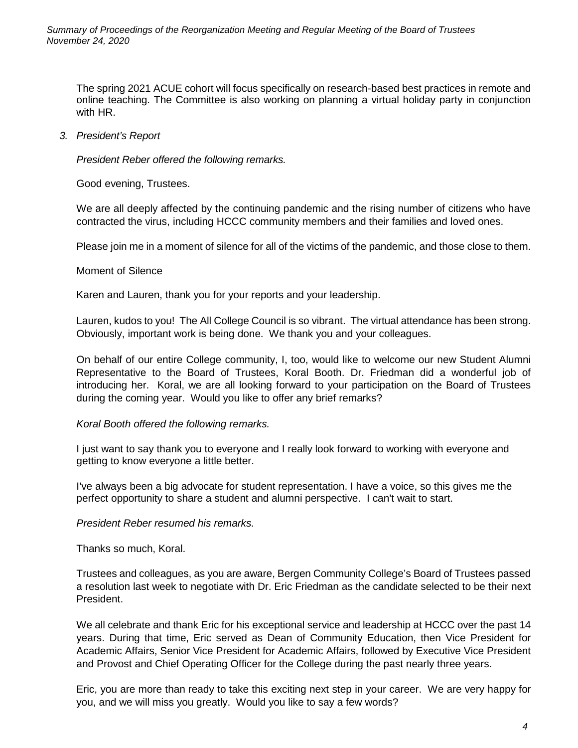The spring 2021 ACUE cohort will focus specifically on research-based best practices in remote and online teaching. The Committee is also working on planning a virtual holiday party in conjunction with HR.

*3. President's Report*

*President Reber offered the following remarks.*

Good evening, Trustees.

We are all deeply affected by the continuing pandemic and the rising number of citizens who have contracted the virus, including HCCC community members and their families and loved ones.

Please join me in a moment of silence for all of the victims of the pandemic, and those close to them.

Moment of Silence

Karen and Lauren, thank you for your reports and your leadership.

Lauren, kudos to you! The All College Council is so vibrant. The virtual attendance has been strong. Obviously, important work is being done. We thank you and your colleagues.

On behalf of our entire College community, I, too, would like to welcome our new Student Alumni Representative to the Board of Trustees, Koral Booth. Dr. Friedman did a wonderful job of introducing her. Koral, we are all looking forward to your participation on the Board of Trustees during the coming year. Would you like to offer any brief remarks?

*Koral Booth offered the following remarks.*

I just want to say thank you to everyone and I really look forward to working with everyone and getting to know everyone a little better.

I've always been a big advocate for student representation. I have a voice, so this gives me the perfect opportunity to share a student and alumni perspective. I can't wait to start.

*President Reber resumed his remarks.*

Thanks so much, Koral.

Trustees and colleagues, as you are aware, Bergen Community College's Board of Trustees passed a resolution last week to negotiate with Dr. Eric Friedman as the candidate selected to be their next President.

We all celebrate and thank Eric for his exceptional service and leadership at HCCC over the past 14 years. During that time, Eric served as Dean of Community Education, then Vice President for Academic Affairs, Senior Vice President for Academic Affairs, followed by Executive Vice President and Provost and Chief Operating Officer for the College during the past nearly three years.

Eric, you are more than ready to take this exciting next step in your career. We are very happy for you, and we will miss you greatly. Would you like to say a few words?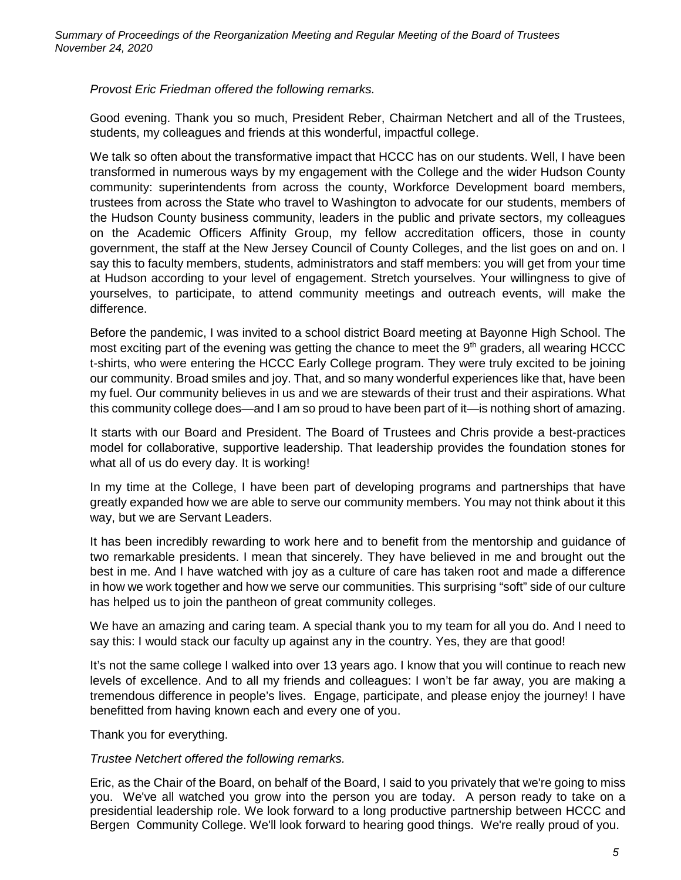*Provost Eric Friedman offered the following remarks.*

Good evening. Thank you so much, President Reber, Chairman Netchert and all of the Trustees, students, my colleagues and friends at this wonderful, impactful college.

We talk so often about the transformative impact that HCCC has on our students. Well, I have been transformed in numerous ways by my engagement with the College and the wider Hudson County community: superintendents from across the county, Workforce Development board members, trustees from across the State who travel to Washington to advocate for our students, members of the Hudson County business community, leaders in the public and private sectors, my colleagues on the Academic Officers Affinity Group, my fellow accreditation officers, those in county government, the staff at the New Jersey Council of County Colleges, and the list goes on and on. I say this to faculty members, students, administrators and staff members: you will get from your time at Hudson according to your level of engagement. Stretch yourselves. Your willingness to give of yourselves, to participate, to attend community meetings and outreach events, will make the difference.

Before the pandemic, I was invited to a school district Board meeting at Bayonne High School. The most exciting part of the evening was getting the chance to meet the 9th graders, all wearing HCCC t-shirts, who were entering the HCCC Early College program. They were truly excited to be joining our community. Broad smiles and joy. That, and so many wonderful experiences like that, have been my fuel. Our community believes in us and we are stewards of their trust and their aspirations. What this community college does—and I am so proud to have been part of it—is nothing short of amazing.

It starts with our Board and President. The Board of Trustees and Chris provide a best-practices model for collaborative, supportive leadership. That leadership provides the foundation stones for what all of us do every day. It is working!

In my time at the College, I have been part of developing programs and partnerships that have greatly expanded how we are able to serve our community members. You may not think about it this way, but we are Servant Leaders.

It has been incredibly rewarding to work here and to benefit from the mentorship and guidance of two remarkable presidents. I mean that sincerely. They have believed in me and brought out the best in me. And I have watched with joy as a culture of care has taken root and made a difference in how we work together and how we serve our communities. This surprising "soft" side of our culture has helped us to join the pantheon of great community colleges.

We have an amazing and caring team. A special thank you to my team for all you do. And I need to say this: I would stack our faculty up against any in the country. Yes, they are that good!

It's not the same college I walked into over 13 years ago. I know that you will continue to reach new levels of excellence. And to all my friends and colleagues: I won't be far away, you are making a tremendous difference in people's lives. Engage, participate, and please enjoy the journey! I have benefitted from having known each and every one of you.

Thank you for everything.

*Trustee Netchert offered the following remarks.*

Eric, as the Chair of the Board, on behalf of the Board, I said to you privately that we're going to miss you. We've all watched you grow into the person you are today. A person ready to take on a presidential leadership role. We look forward to a long productive partnership between HCCC and Bergen Community College. We'll look forward to hearing good things. We're really proud of you.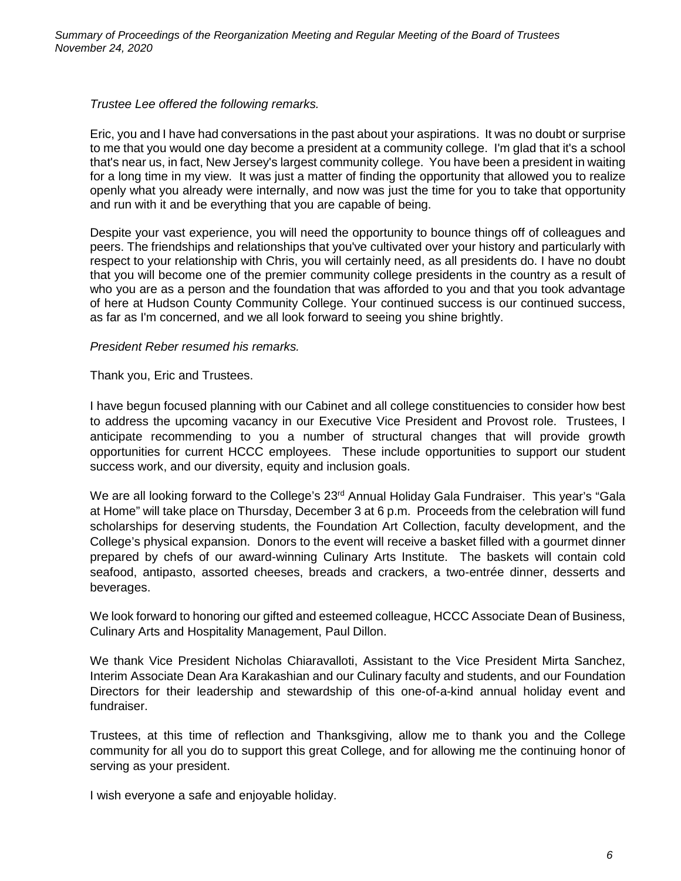*Trustee Lee offered the following remarks.*

Eric, you and I have had conversations in the past about your aspirations. It was no doubt or surprise to me that you would one day become a president at a community college. I'm glad that it's a school that's near us, in fact, New Jersey's largest community college. You have been a president in waiting for a long time in my view. It was just a matter of finding the opportunity that allowed you to realize openly what you already were internally, and now was just the time for you to take that opportunity and run with it and be everything that you are capable of being.

Despite your vast experience, you will need the opportunity to bounce things off of colleagues and peers. The friendships and relationships that you've cultivated over your history and particularly with respect to your relationship with Chris, you will certainly need, as all presidents do. I have no doubt that you will become one of the premier community college presidents in the country as a result of who you are as a person and the foundation that was afforded to you and that you took advantage of here at Hudson County Community College. Your continued success is our continued success, as far as I'm concerned, and we all look forward to seeing you shine brightly.

*President Reber resumed his remarks.*

Thank you, Eric and Trustees.

I have begun focused planning with our Cabinet and all college constituencies to consider how best to address the upcoming vacancy in our Executive Vice President and Provost role. Trustees, I anticipate recommending to you a number of structural changes that will provide growth opportunities for current HCCC employees. These include opportunities to support our student success work, and our diversity, equity and inclusion goals.

We are all looking forward to the College's 23rd Annual Holiday Gala Fundraiser. This year's "Gala at Home" will take place on Thursday, December 3 at 6 p.m. Proceeds from the celebration will fund scholarships for deserving students, the Foundation Art Collection, faculty development, and the College's physical expansion. Donors to the event will receive a basket filled with a gourmet dinner prepared by chefs of our award-winning Culinary Arts Institute. The baskets will contain cold seafood, antipasto, assorted cheeses, breads and crackers, a two-entrée dinner, desserts and beverages.

We look forward to honoring our gifted and esteemed colleague, HCCC Associate Dean of Business, Culinary Arts and Hospitality Management, Paul Dillon.

We thank Vice President Nicholas Chiaravalloti, Assistant to the Vice President Mirta Sanchez, Interim Associate Dean Ara Karakashian and our Culinary faculty and students, and our Foundation Directors for their leadership and stewardship of this one-of-a-kind annual holiday event and fundraiser.

Trustees, at this time of reflection and Thanksgiving, allow me to thank you and the College community for all you do to support this great College, and for allowing me the continuing honor of serving as your president.

I wish everyone a safe and enjoyable holiday.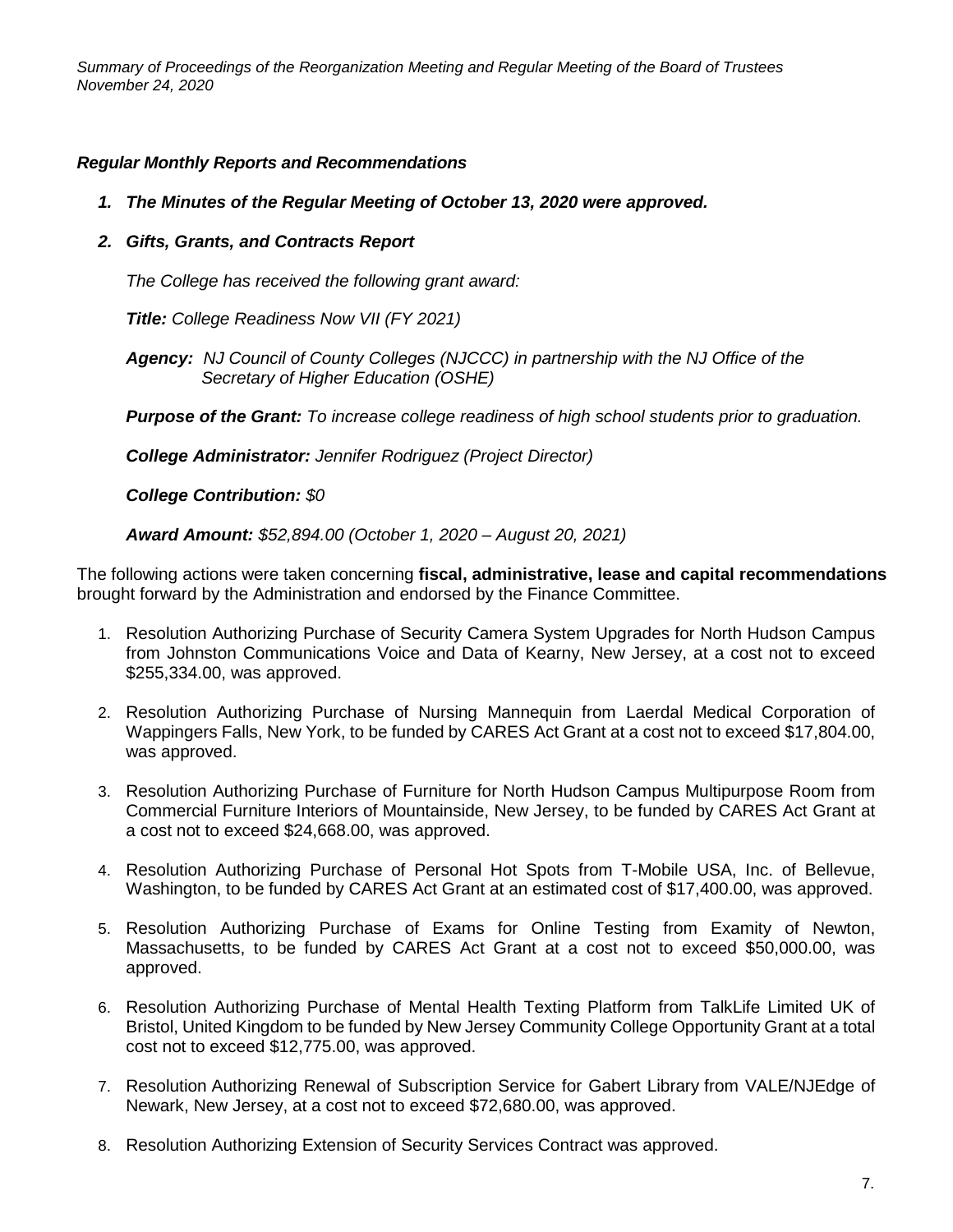### *Regular Monthly Reports and Recommendations*

1. ***The Minutes of the Regular Meeting of October 13, 2020 were approved.***

2. ***Gifts, Grants, and Contracts Report***

   *The College has received the following grant award:*

   ***Title:*** *College Readiness Now VII (FY 2021)*

   ***Agency:*** *NJ Council of County Colleges (NJCCC) in partnership with the NJ Office of the Secretary of Higher Education (OSHE)*

   ***Purpose of the Grant:*** *To increase college readiness of high school students prior to graduation.*

   ***College Administrator:*** *Jennifer Rodriguez (Project Director)*

   ***College Contribution:*** *$0*

   ***Award Amount:*** *$52,894.00 (October 1, 2020 – August 20, 2021)*

The following actions were taken concerning **fiscal, administrative, lease and capital recommendations** brought forward by the Administration and endorsed by the Finance Committee.

1. Resolution Authorizing Purchase of Security Camera System Upgrades for North Hudson Campus from Johnston Communications Voice and Data of Kearny, New Jersey, at a cost not to exceed $255,334.00, was approved.

2. Resolution Authorizing Purchase of Nursing Mannequin from Laerdal Medical Corporation of Wappingers Falls, New York, to be funded by CARES Act Grant at a cost not to exceed $17,804.00, was approved.

3. Resolution Authorizing Purchase of Furniture for North Hudson Campus Multipurpose Room from Commercial Furniture Interiors of Mountainside, New Jersey, to be funded by CARES Act Grant at a cost not to exceed $24,668.00, was approved.

4. Resolution Authorizing Purchase of Personal Hot Spots from T-Mobile USA, Inc. of Bellevue, Washington, to be funded by CARES Act Grant at an estimated cost of $17,400.00, was approved.

5. Resolution Authorizing Purchase of Exams for Online Testing from Examity of Newton, Massachusetts, to be funded by CARES Act Grant at a cost not to exceed $50,000.00, was approved.

6. Resolution Authorizing Purchase of Mental Health Texting Platform from TalkLife Limited UK of Bristol, United Kingdom to be funded by New Jersey Community College Opportunity Grant at a total cost not to exceed $12,775.00, was approved.

7. Resolution Authorizing Renewal of Subscription Service for Gabert Library from VALE/NJEdge of Newark, New Jersey, at a cost not to exceed $72,680.00, was approved.

8. Resolution Authorizing Extension of Security Services Contract was approved.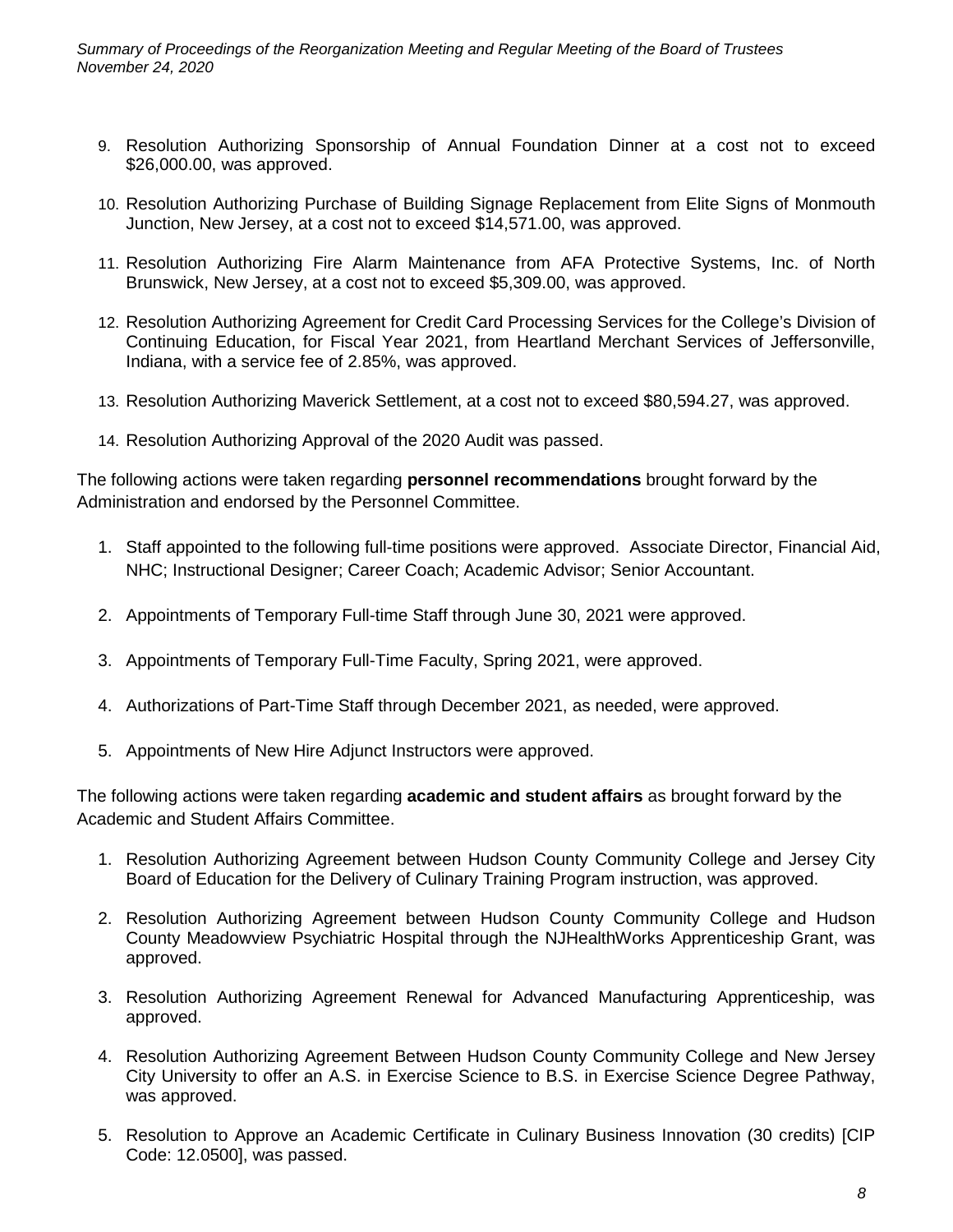9. Resolution Authorizing Sponsorship of Annual Foundation Dinner at a cost not to exceed $26,000.00, was approved.

10. Resolution Authorizing Purchase of Building Signage Replacement from Elite Signs of Monmouth Junction, New Jersey, at a cost not to exceed $14,571.00, was approved.

11. Resolution Authorizing Fire Alarm Maintenance from AFA Protective Systems, Inc. of North Brunswick, New Jersey, at a cost not to exceed $5,309.00, was approved.

12. Resolution Authorizing Agreement for Credit Card Processing Services for the College's Division of Continuing Education, for Fiscal Year 2021, from Heartland Merchant Services of Jeffersonville, Indiana, with a service fee of 2.85%, was approved.

13. Resolution Authorizing Maverick Settlement, at a cost not to exceed $80,594.27, was approved.

14. Resolution Authorizing Approval of the 2020 Audit was passed.

The following actions were taken regarding **personnel recommendations** brought forward by the Administration and endorsed by the Personnel Committee.

1. Staff appointed to the following full-time positions were approved. Associate Director, Financial Aid, NHC; Instructional Designer; Career Coach; Academic Advisor; Senior Accountant.

2. Appointments of Temporary Full-time Staff through June 30, 2021 were approved.

3. Appointments of Temporary Full-Time Faculty, Spring 2021, were approved.

4. Authorizations of Part-Time Staff through December 2021, as needed, were approved.

5. Appointments of New Hire Adjunct Instructors were approved.

The following actions were taken regarding **academic and student affairs** as brought forward by the Academic and Student Affairs Committee.

1. Resolution Authorizing Agreement between Hudson County Community College and Jersey City Board of Education for the Delivery of Culinary Training Program instruction, was approved.

2. Resolution Authorizing Agreement between Hudson County Community College and Hudson County Meadowview Psychiatric Hospital through the NJHealthWorks Apprenticeship Grant, was approved.

3. Resolution Authorizing Agreement Renewal for Advanced Manufacturing Apprenticeship, was approved.

4. Resolution Authorizing Agreement Between Hudson County Community College and New Jersey City University to offer an A.S. in Exercise Science to B.S. in Exercise Science Degree Pathway, was approved.

5. Resolution to Approve an Academic Certificate in Culinary Business Innovation (30 credits) [CIP Code: 12.0500], was passed.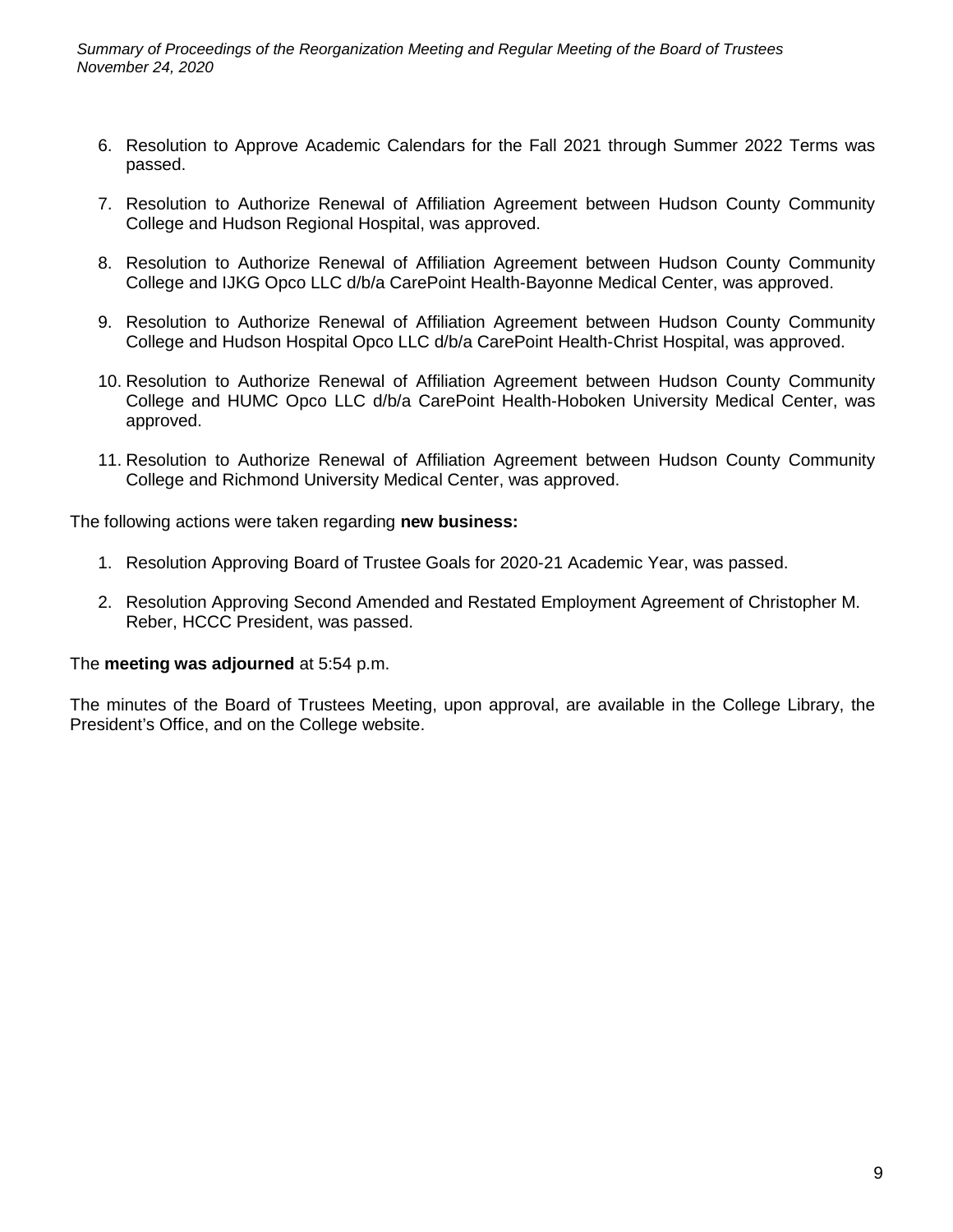6. Resolution to Approve Academic Calendars for the Fall 2021 through Summer 2022 Terms was passed.

7. Resolution to Authorize Renewal of Affiliation Agreement between Hudson County Community College and Hudson Regional Hospital, was approved.

8. Resolution to Authorize Renewal of Affiliation Agreement between Hudson County Community College and IJKG Opco LLC d/b/a CarePoint Health-Bayonne Medical Center, was approved.

9. Resolution to Authorize Renewal of Affiliation Agreement between Hudson County Community College and Hudson Hospital Opco LLC d/b/a CarePoint Health-Christ Hospital, was approved.

10. Resolution to Authorize Renewal of Affiliation Agreement between Hudson County Community College and HUMC Opco LLC d/b/a CarePoint Health-Hoboken University Medical Center, was approved.

11. Resolution to Authorize Renewal of Affiliation Agreement between Hudson County Community College and Richmond University Medical Center, was approved.

The following actions were taken regarding **new business:**

1. Resolution Approving Board of Trustee Goals for 2020-21 Academic Year, was passed.

2. Resolution Approving Second Amended and Restated Employment Agreement of Christopher M. Reber, HCCC President, was passed.

The **meeting was adjourned** at 5:54 p.m.

The minutes of the Board of Trustees Meeting, upon approval, are available in the College Library, the President's Office, and on the College website.